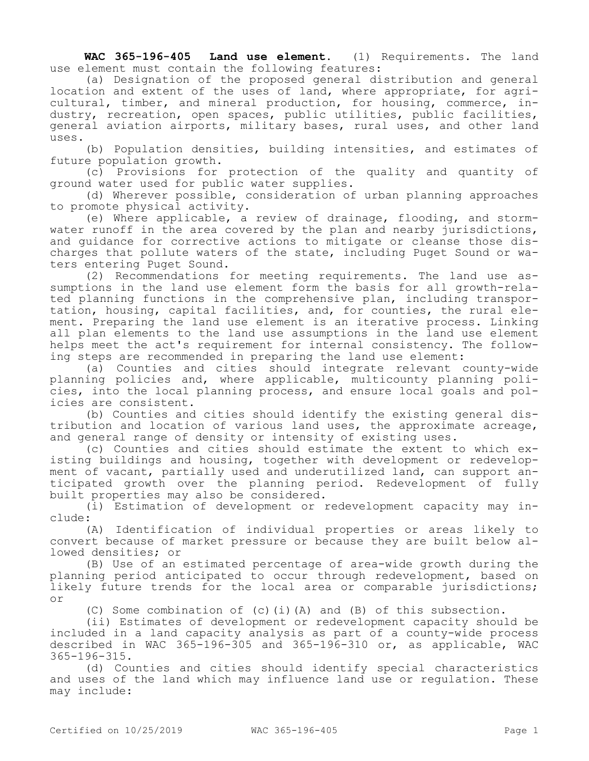**WAC 365-196-405 Land use element.** (1) Requirements. The land use element must contain the following features:

(a) Designation of the proposed general distribution and general location and extent of the uses of land, where appropriate, for agricultural, timber, and mineral production, for housing, commerce, industry, recreation, open spaces, public utilities, public facilities, general aviation airports, military bases, rural uses, and other land uses.

(b) Population densities, building intensities, and estimates of future population growth.

(c) Provisions for protection of the quality and quantity of ground water used for public water supplies.

(d) Wherever possible, consideration of urban planning approaches to promote physical activity.

(e) Where applicable, a review of drainage, flooding, and stormwater runoff in the area covered by the plan and nearby jurisdictions, and guidance for corrective actions to mitigate or cleanse those discharges that pollute waters of the state, including Puget Sound or waters entering Puget Sound.

(2) Recommendations for meeting requirements. The land use assumptions in the land use element form the basis for all growth-related planning functions in the comprehensive plan, including transportation, housing, capital facilities, and, for counties, the rural element. Preparing the land use element is an iterative process. Linking all plan elements to the land use assumptions in the land use element helps meet the act's requirement for internal consistency. The following steps are recommended in preparing the land use element:

(a) Counties and cities should integrate relevant county-wide planning policies and, where applicable, multicounty planning policies, into the local planning process, and ensure local goals and policies are consistent.

(b) Counties and cities should identify the existing general distribution and location of various land uses, the approximate acreage, and general range of density or intensity of existing uses.

(c) Counties and cities should estimate the extent to which existing buildings and housing, together with development or redevelopment of vacant, partially used and underutilized land, can support anticipated growth over the planning period. Redevelopment of fully built properties may also be considered.

(i) Estimation of development or redevelopment capacity may include:

(A) Identification of individual properties or areas likely to convert because of market pressure or because they are built below allowed densities; or

(B) Use of an estimated percentage of area-wide growth during the planning period anticipated to occur through redevelopment, based on likely future trends for the local area or comparable jurisdictions; or

(C) Some combination of (c)(i)(A) and (B) of this subsection.

(ii) Estimates of development or redevelopment capacity should be included in a land capacity analysis as part of a county-wide process described in WAC 365-196-305 and 365-196-310 or, as applicable, WAC 365-196-315.

(d) Counties and cities should identify special characteristics and uses of the land which may influence land use or regulation. These may include: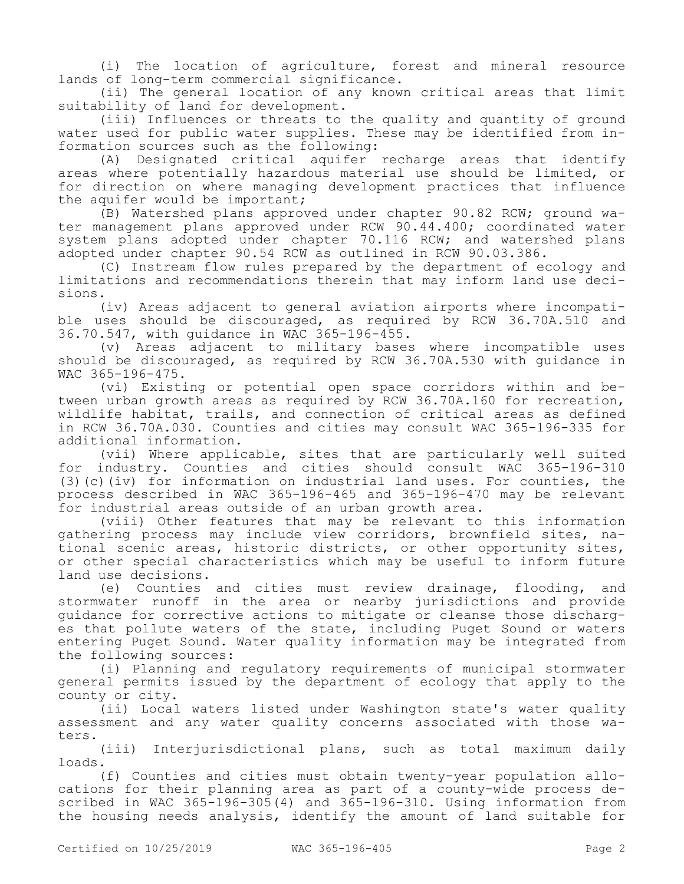(i) The location of agriculture, forest and mineral resource lands of long-term commercial significance.

(ii) The general location of any known critical areas that limit suitability of land for development.

(iii) Influences or threats to the quality and quantity of ground water used for public water supplies. These may be identified from information sources such as the following:

(A) Designated critical aquifer recharge areas that identify areas where potentially hazardous material use should be limited, or for direction on where managing development practices that influence the aquifer would be important;

(B) Watershed plans approved under chapter 90.82 RCW; ground water management plans approved under RCW 90.44.400; coordinated water system plans adopted under chapter 70.116 RCW; and watershed plans adopted under chapter 90.54 RCW as outlined in RCW 90.03.386.

(C) Instream flow rules prepared by the department of ecology and limitations and recommendations therein that may inform land use decisions.

(iv) Areas adjacent to general aviation airports where incompatible uses should be discouraged, as required by RCW 36.70A.510 and 36.70.547, with guidance in WAC 365-196-455.

(v) Areas adjacent to military bases where incompatible uses should be discouraged, as required by RCW 36.70A.530 with guidance in WAC 365-196-475.

(vi) Existing or potential open space corridors within and between urban growth areas as required by RCW 36.70A.160 for recreation, wildlife habitat, trails, and connection of critical areas as defined in RCW 36.70A.030. Counties and cities may consult WAC 365-196-335 for additional information.

(vii) Where applicable, sites that are particularly well suited for industry. Counties and cities should consult WAC 365-196-310 (3)(c)(iv) for information on industrial land uses. For counties, the process described in WAC 365-196-465 and 365-196-470 may be relevant for industrial areas outside of an urban growth area.

(viii) Other features that may be relevant to this information gathering process may include view corridors, brownfield sites, national scenic areas, historic districts, or other opportunity sites, or other special characteristics which may be useful to inform future land use decisions.

(e) Counties and cities must review drainage, flooding, and stormwater runoff in the area or nearby jurisdictions and provide guidance for corrective actions to mitigate or cleanse those discharges that pollute waters of the state, including Puget Sound or waters entering Puget Sound. Water quality information may be integrated from the following sources:

(i) Planning and regulatory requirements of municipal stormwater general permits issued by the department of ecology that apply to the county or city.

(ii) Local waters listed under Washington state's water quality assessment and any water quality concerns associated with those waters.

(iii) Interjurisdictional plans, such as total maximum daily loads.

(f) Counties and cities must obtain twenty-year population allocations for their planning area as part of a county-wide process described in WAC 365-196-305(4) and 365-196-310. Using information from the housing needs analysis, identify the amount of land suitable for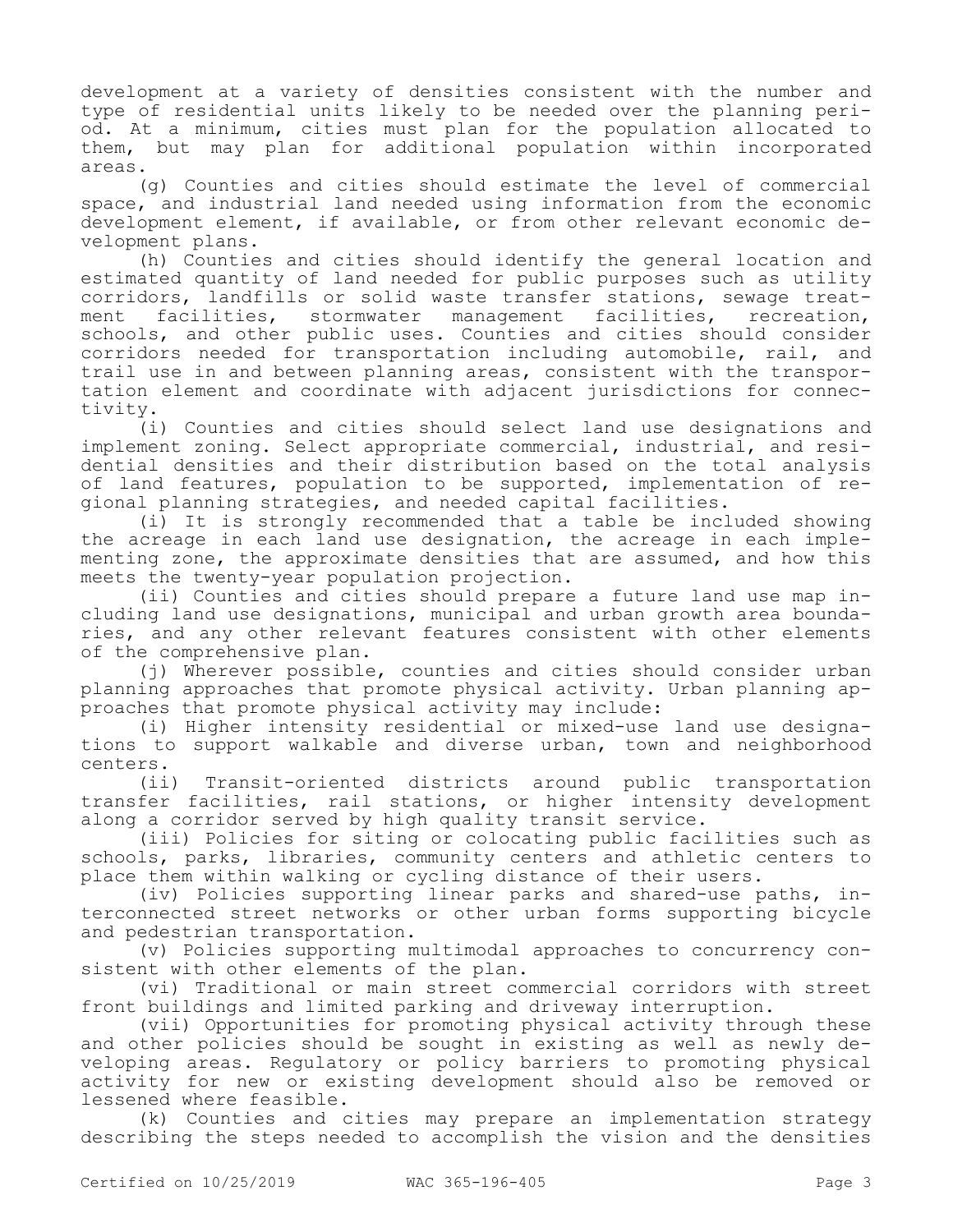development at a variety of densities consistent with the number and type of residential units likely to be needed over the planning period. At a minimum, cities must plan for the population allocated to them, but may plan for additional population within incorporated areas.

(g) Counties and cities should estimate the level of commercial space, and industrial land needed using information from the economic development element, if available, or from other relevant economic development plans.

(h) Counties and cities should identify the general location and estimated quantity of land needed for public purposes such as utility corridors, landfills or solid waste transfer stations, sewage treatment facilities, stormwater management facilities, recreation, schools, and other public uses. Counties and cities should consider corridors needed for transportation including automobile, rail, and trail use in and between planning areas, consistent with the transportation element and coordinate with adjacent jurisdictions for connectivity.

(i) Counties and cities should select land use designations and implement zoning. Select appropriate commercial, industrial, and residential densities and their distribution based on the total analysis of land features, population to be supported, implementation of regional planning strategies, and needed capital facilities.

(i) It is strongly recommended that a table be included showing the acreage in each land use designation, the acreage in each implementing zone, the approximate densities that are assumed, and how this meets the twenty-year population projection.

(ii) Counties and cities should prepare a future land use map including land use designations, municipal and urban growth area boundaries, and any other relevant features consistent with other elements of the comprehensive plan.

(j) Wherever possible, counties and cities should consider urban planning approaches that promote physical activity. Urban planning approaches that promote physical activity may include:

(i) Higher intensity residential or mixed-use land use designations to support walkable and diverse urban, town and neighborhood centers.

(ii) Transit-oriented districts around public transportation transfer facilities, rail stations, or higher intensity development along a corridor served by high quality transit service.

(iii) Policies for siting or colocating public facilities such as schools, parks, libraries, community centers and athletic centers to place them within walking or cycling distance of their users.

(iv) Policies supporting linear parks and shared-use paths, interconnected street networks or other urban forms supporting bicycle and pedestrian transportation.

(v) Policies supporting multimodal approaches to concurrency consistent with other elements of the plan.

(vi) Traditional or main street commercial corridors with street front buildings and limited parking and driveway interruption.

(vii) Opportunities for promoting physical activity through these and other policies should be sought in existing as well as newly developing areas. Regulatory or policy barriers to promoting physical activity for new or existing development should also be removed or lessened where feasible.

(k) Counties and cities may prepare an implementation strategy describing the steps needed to accomplish the vision and the densities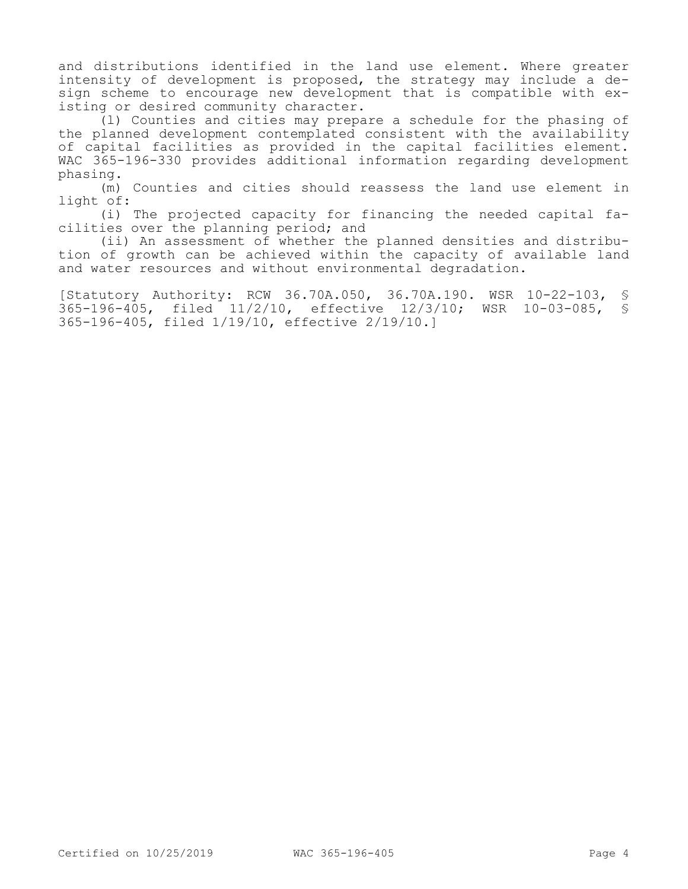and distributions identified in the land use element. Where greater intensity of development is proposed, the strategy may include a design scheme to encourage new development that is compatible with existing or desired community character.

(l) Counties and cities may prepare a schedule for the phasing of the planned development contemplated consistent with the availability of capital facilities as provided in the capital facilities element. WAC 365-196-330 provides additional information regarding development phasing.

(m) Counties and cities should reassess the land use element in light of:

(i) The projected capacity for financing the needed capital facilities over the planning period; and

(ii) An assessment of whether the planned densities and distribution of growth can be achieved within the capacity of available land and water resources and without environmental degradation.

[Statutory Authority: RCW 36.70A.050, 36.70A.190. WSR 10-22-103, § 365-196-405, filed 11/2/10, effective 12/3/10; WSR 10-03-085, § 365-196-405, filed 1/19/10, effective 2/19/10.]